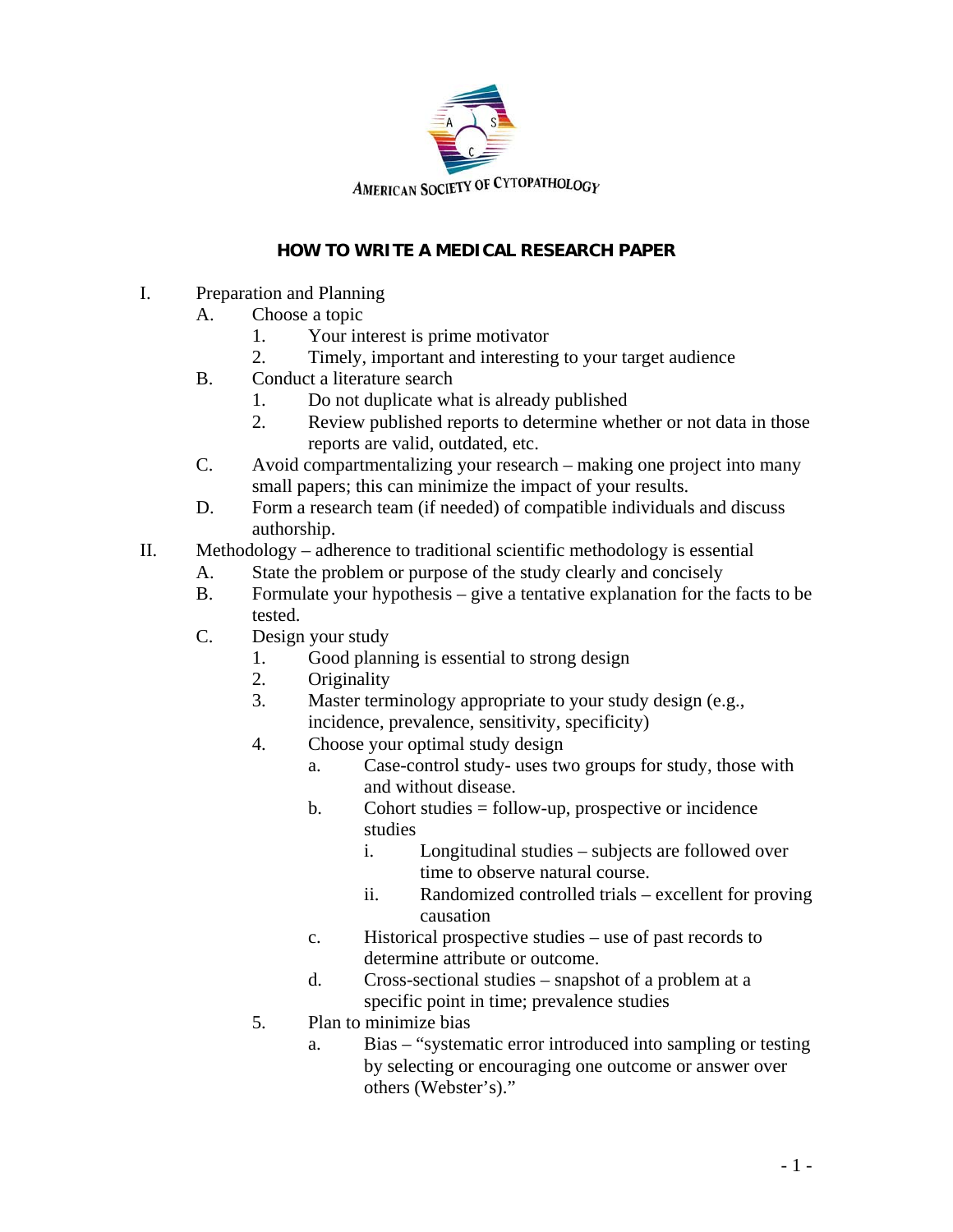AMERICAN SOCIETY OF CYTOPATHOLOGY

# HOW TO WRITE A MEDICAL RESEARCH PAPER

I. Preparation and Planning
   - A. Choose a topic
     1. Your interest is prime motivator
     2. Timely, important and interesting to your target audience
   - B. Conduct a literature search
     1. Do not duplicate what is already published
     2. Review published reports to determine whether or not data in those reports are valid, outdated, etc.
   - C. Avoid compartmentalizing your research – making one project into many small papers; this can minimize the impact of your results.
   - D. Form a research team (if needed) of compatible individuals and discuss authorship.

II. Methodology – adherence to traditional scientific methodology is essential
   - A. State the problem or purpose of the study clearly and concisely
   - B. Formulate your hypothesis – give a tentative explanation for the facts to be tested.
   - C. Design your study
     1. Good planning is essential to strong design
     2. Originality
     3. Master terminology appropriate to your study design (e.g., incidence, prevalence, sensitivity, specificity)
     4. Choose your optimal study design
        - a. Case-control study- uses two groups for study, those with and without disease.
        - b. Cohort studies = follow-up, prospective or incidence studies
          - i. Longitudinal studies – subjects are followed over time to observe natural course.
          - ii. Randomized controlled trials – excellent for proving causation
        - c. Historical prospective studies – use of past records to determine attribute or outcome.
        - d. Cross-sectional studies – snapshot of a problem at a specific point in time; prevalence studies
     5. Plan to minimize bias
        - a. Bias – "systematic error introduced into sampling or testing by selecting or encouraging one outcome or answer over others (Webster's)."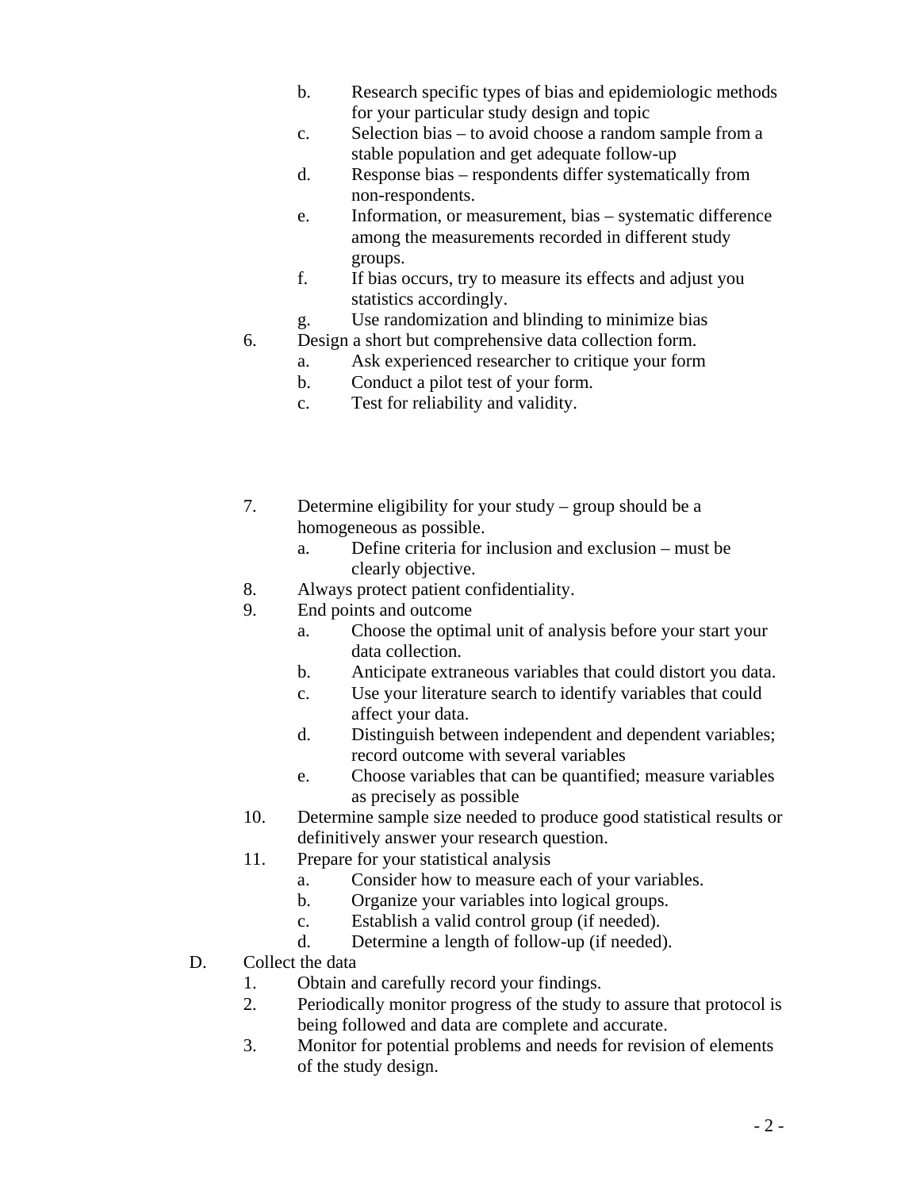b. Research specific types of bias and epidemiologic methods for your particular study design and topic
   c. Selection bias – to avoid choose a random sample from a stable population and get adequate follow-up
   d. Response bias – respondents differ systematically from non-respondents.
   e. Information, or measurement, bias – systematic difference among the measurements recorded in different study groups.
   f. If bias occurs, try to measure its effects and adjust you statistics accordingly.
   g. Use randomization and blinding to minimize bias

6. Design a short but comprehensive data collection form.
   a. Ask experienced researcher to critique your form
   b. Conduct a pilot test of your form.
   c. Test for reliability and validity.

7. Determine eligibility for your study – group should be a homogeneous as possible.
   a. Define criteria for inclusion and exclusion – must be clearly objective.
8. Always protect patient confidentiality.
9. End points and outcome
   a. Choose the optimal unit of analysis before your start your data collection.
   b. Anticipate extraneous variables that could distort you data.
   c. Use your literature search to identify variables that could affect your data.
   d. Distinguish between independent and dependent variables; record outcome with several variables
   e. Choose variables that can be quantified; measure variables as precisely as possible
10. Determine sample size needed to produce good statistical results or definitively answer your research question.
11. Prepare for your statistical analysis
   a. Consider how to measure each of your variables.
   b. Organize your variables into logical groups.
   c. Establish a valid control group (if needed).
   d. Determine a length of follow-up (if needed).

D. Collect the data
   1. Obtain and carefully record your findings.
   2. Periodically monitor progress of the study to assure that protocol is being followed and data are complete and accurate.
   3. Monitor for potential problems and needs for revision of elements of the study design.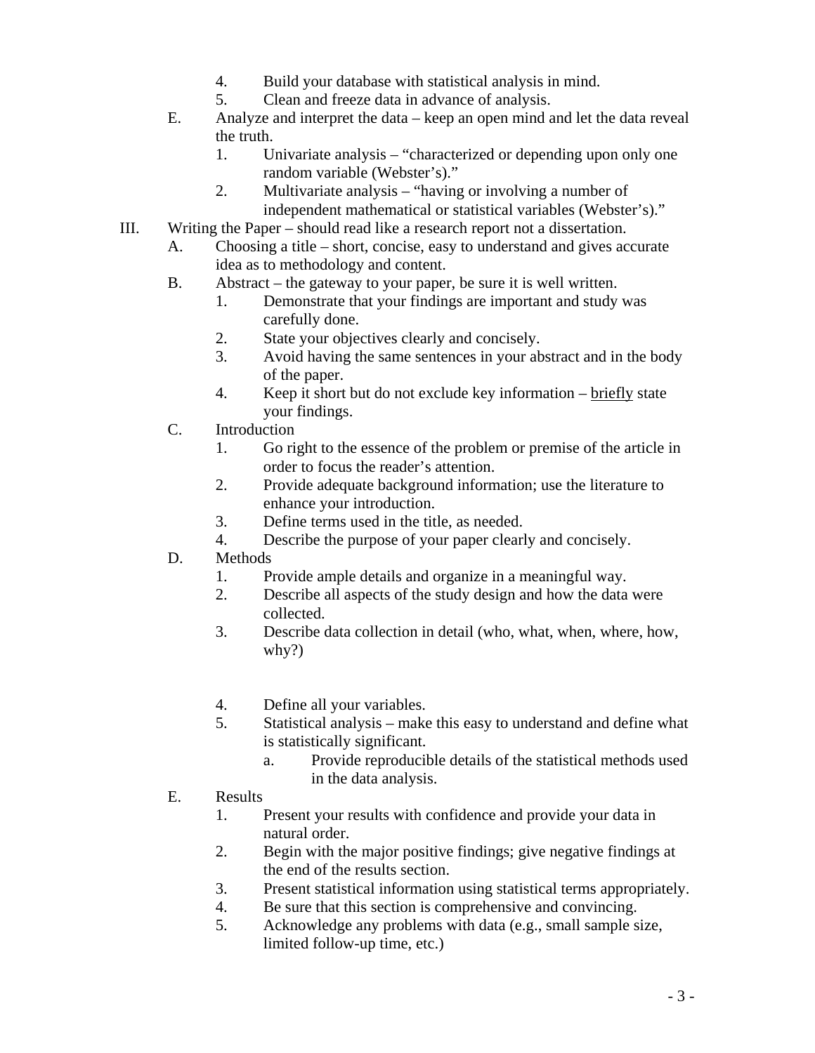4. Build your database with statistical analysis in mind.
5. Clean and freeze data in advance of analysis.

E. Analyze and interpret the data – keep an open mind and let the data reveal the truth.

1. Univariate analysis – "characterized or depending upon only one random variable (Webster's)."
2. Multivariate analysis – "having or involving a number of independent mathematical or statistical variables (Webster's)."

III. Writing the Paper – should read like a research report not a dissertation.

A. Choosing a title – short, concise, easy to understand and gives accurate idea as to methodology and content.

B. Abstract – the gateway to your paper, be sure it is well written.

1. Demonstrate that your findings are important and study was carefully done.
2. State your objectives clearly and concisely.
3. Avoid having the same sentences in your abstract and in the body of the paper.
4. Keep it short but do not exclude key information – <u>briefly</u> state your findings.

C. Introduction

1. Go right to the essence of the problem or premise of the article in order to focus the reader's attention.
2. Provide adequate background information; use the literature to enhance your introduction.
3. Define terms used in the title, as needed.
4. Describe the purpose of your paper clearly and concisely.

D. Methods

1. Provide ample details and organize in a meaningful way.
2. Describe all aspects of the study design and how the data were collected.
3. Describe data collection in detail (who, what, when, where, how, why?)
4. Define all your variables.
5. Statistical analysis – make this easy to understand and define what is statistically significant.
   a. Provide reproducible details of the statistical methods used in the data analysis.

E. Results

1. Present your results with confidence and provide your data in natural order.
2. Begin with the major positive findings; give negative findings at the end of the results section.
3. Present statistical information using statistical terms appropriately.
4. Be sure that this section is comprehensive and convincing.
5. Acknowledge any problems with data (e.g., small sample size, limited follow-up time, etc.)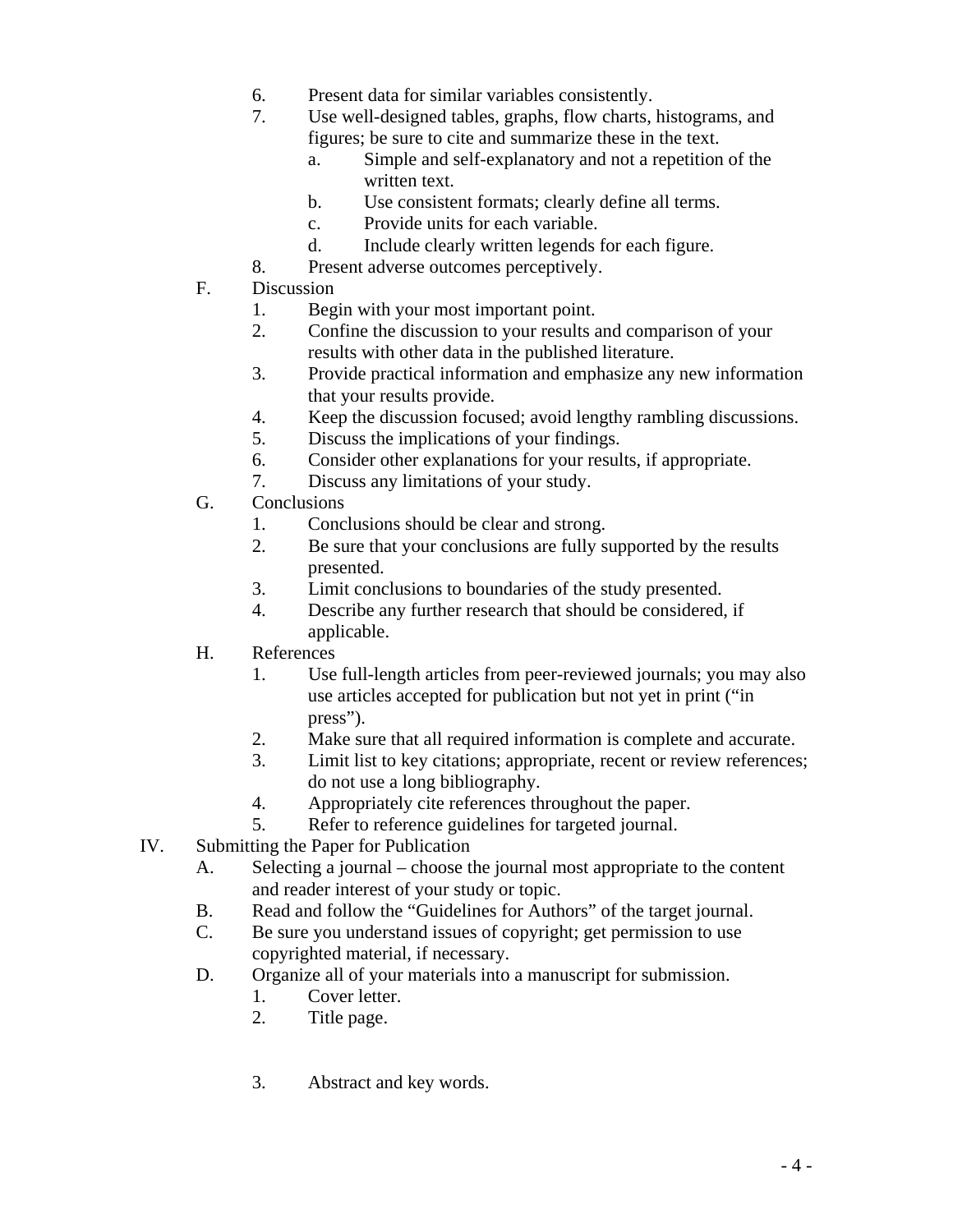6. Present data for similar variables consistently.
7. Use well-designed tables, graphs, flow charts, histograms, and figures; be sure to cite and summarize these in the text.
    a. Simple and self-explanatory and not a repetition of the written text.
    b. Use consistent formats; clearly define all terms.
    c. Provide units for each variable.
    d. Include clearly written legends for each figure.
8. Present adverse outcomes perceptively.

F. Discussion
1. Begin with your most important point.
2. Confine the discussion to your results and comparison of your results with other data in the published literature.
3. Provide practical information and emphasize any new information that your results provide.
4. Keep the discussion focused; avoid lengthy rambling discussions.
5. Discuss the implications of your findings.
6. Consider other explanations for your results, if appropriate.
7. Discuss any limitations of your study.

G. Conclusions
1. Conclusions should be clear and strong.
2. Be sure that your conclusions are fully supported by the results presented.
3. Limit conclusions to boundaries of the study presented.
4. Describe any further research that should be considered, if applicable.

H. References
1. Use full-length articles from peer-reviewed journals; you may also use articles accepted for publication but not yet in print ("in press").
2. Make sure that all required information is complete and accurate.
3. Limit list to key citations; appropriate, recent or review references; do not use a long bibliography.
4. Appropriately cite references throughout the paper.
5. Refer to reference guidelines for targeted journal.

IV. Submitting the Paper for Publication

A. Selecting a journal – choose the journal most appropriate to the content and reader interest of your study or topic.

B. Read and follow the "Guidelines for Authors" of the target journal.

C. Be sure you understand issues of copyright; get permission to use copyrighted material, if necessary.

D. Organize all of your materials into a manuscript for submission.
1. Cover letter.
2. Title page.
3. Abstract and key words.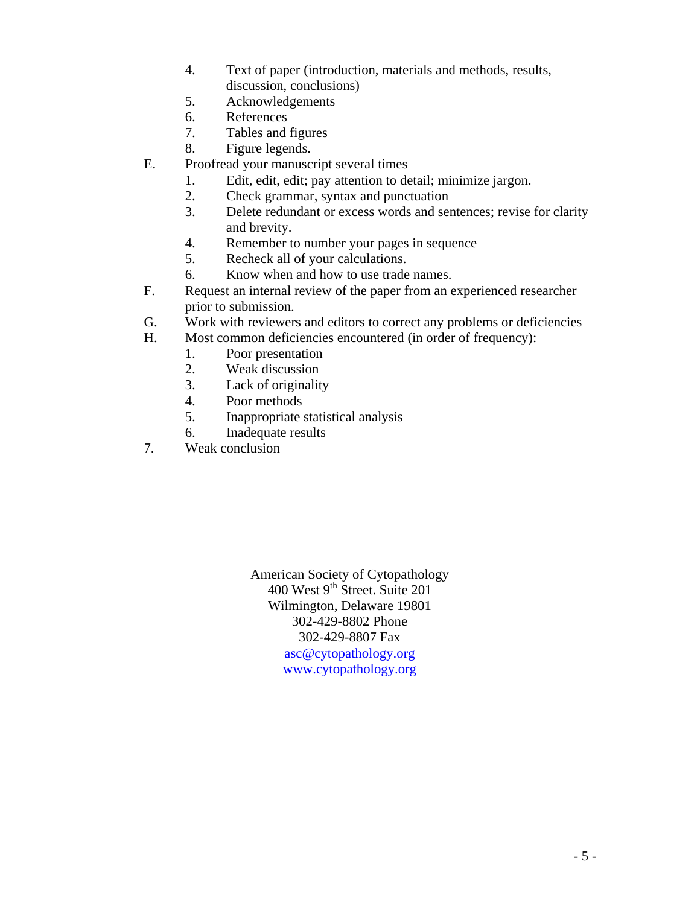4. Text of paper (introduction, materials and methods, results, discussion, conclusions)
5. Acknowledgements
6. References
7. Tables and figures
8. Figure legends.

E. Proofread your manuscript several times
   1. Edit, edit, edit; pay attention to detail; minimize jargon.
   2. Check grammar, syntax and punctuation
   3. Delete redundant or excess words and sentences; revise for clarity and brevity.
   4. Remember to number your pages in sequence
   5. Recheck all of your calculations.
   6. Know when and how to use trade names.

F. Request an internal review of the paper from an experienced researcher prior to submission.

G. Work with reviewers and editors to correct any problems or deficiencies

H. Most common deficiencies encountered (in order of frequency):
   1. Poor presentation
   2. Weak discussion
   3. Lack of originality
   4. Poor methods
   5. Inappropriate statistical analysis
   6. Inadequate results

7. Weak conclusion

American Society of Cytopathology
400 West 9th Street. Suite 201
Wilmington, Delaware 19801
302-429-8802 Phone
302-429-8807 Fax
asc@cytopathology.org
www.cytopathology.org